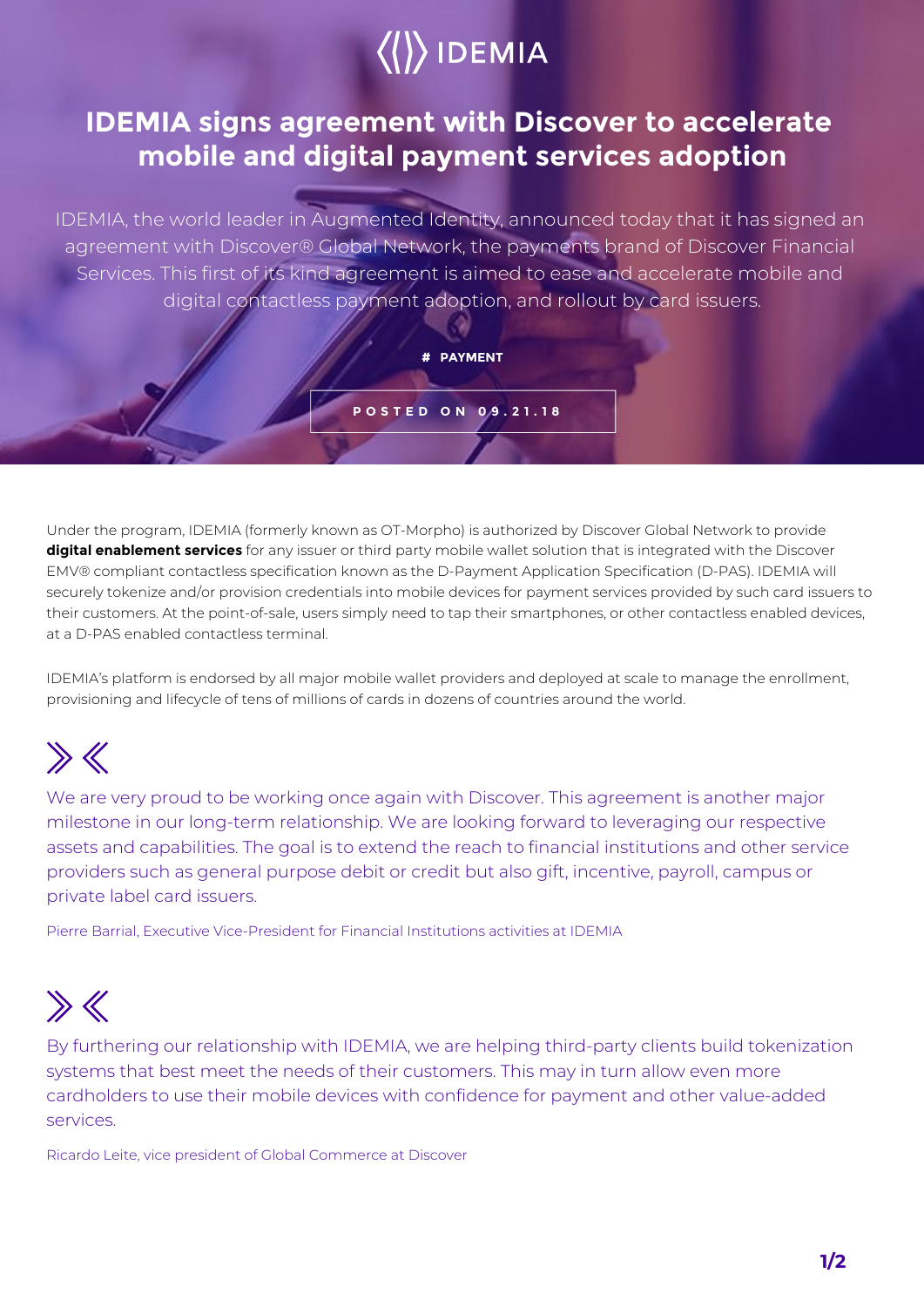IDEMIA

# IDEMIA signs agreement with Discover to accelerate mobile and digital payment services adoption

IDEMIA, the world leader in Augmented Identity, announced today that it has signed an agreement with Discover® Global Network, the payments brand of Discover Financial Services. This first of its kind agreement is aimed to ease and accelerate mobile and digital contactless payment adoption, and rollout by card issuers.

# PAYMENT

POSTED ON 09.21.18

Under the program, IDEMIA (formerly known as OT-Morpho) is authorized by Discover Global Network to provide **digital enablement services** for any issuer or third party mobile wallet solution that is integrated with the Discover EMV® compliant contactless specification known as the D-Payment Application Specification (D-PAS). IDEMIA will securely tokenize and/or provision credentials into mobile devices for payment services provided by such card issuers to their customers. At the point-of-sale, users simply need to tap their smartphones, or other contactless enabled devices, at a D-PAS enabled contactless terminal.

IDEMIA's platform is endorsed by all major mobile wallet providers and deployed at scale to manage the enrollment, provisioning and lifecycle of tens of millions of cards in dozens of countries around the world.

> We are very proud to be working once again with Discover. This agreement is another major milestone in our long-term relationship. We are looking forward to leveraging our respective assets and capabilities. The goal is to extend the reach to financial institutions and other service providers such as general purpose debit or credit but also gift, incentive, payroll, campus or private label card issuers.
>
> Pierre Barrial, Executive Vice-President for Financial Institutions activities at IDEMIA

> By furthering our relationship with IDEMIA, we are helping third-party clients build tokenization systems that best meet the needs of their customers. This may in turn allow even more cardholders to use their mobile devices with confidence for payment and other value-added services.
>
> Ricardo Leite, vice president of Global Commerce at Discover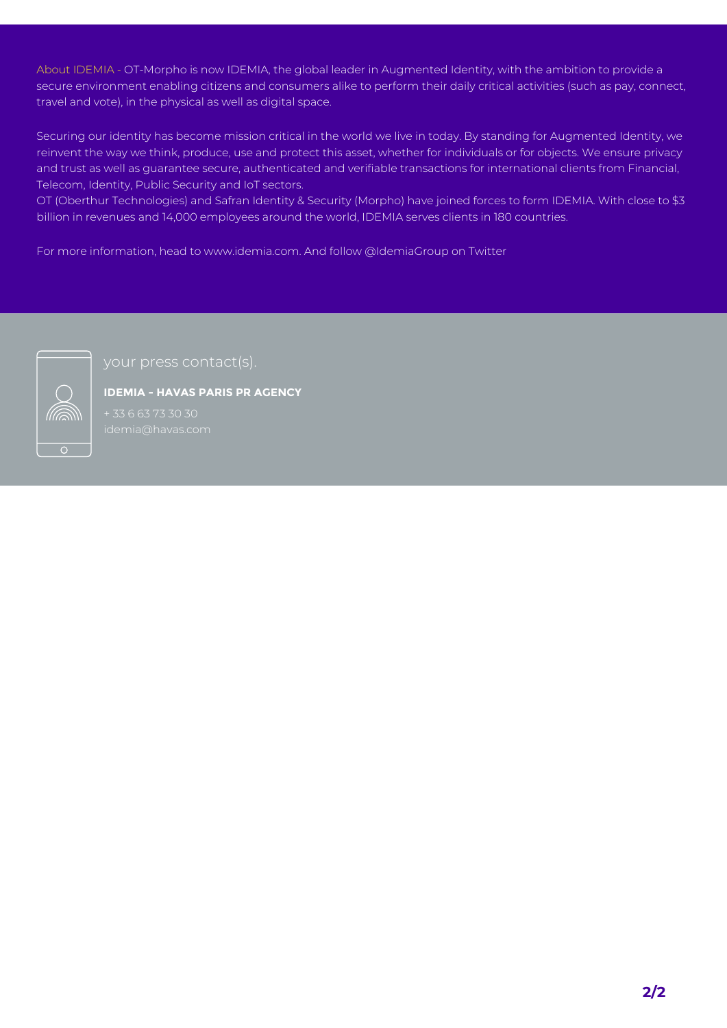About IDEMIA - OT-Morpho is now IDEMIA, the global leader in Augmented Identity, with the ambition to provide a secure environment enabling citizens and consumers alike to perform their daily critical activities (such as pay, connect, travel and vote), in the physical as well as digital space.

Securing our identity has become mission critical in the world we live in today. By standing for Augmented Identity, we reinvent the way we think, produce, use and protect this asset, whether for individuals or for objects. We ensure privacy and trust as well as guarantee secure, authenticated and verifiable transactions for international clients from Financial, Telecom, Identity, Public Security and IoT sectors.

OT (Oberthur Technologies) and Safran Identity & Security (Morpho) have joined forces to form IDEMIA. With close to $3 billion in revenues and 14,000 employees around the world, IDEMIA serves clients in 180 countries.

For more information, head to www.idemia.com. And follow @IdemiaGroup on Twitter

your press contact(s).

**IDEMIA - HAVAS PARIS PR AGENCY**

+ 33 6 63 73 30 30

idemia@havas.com